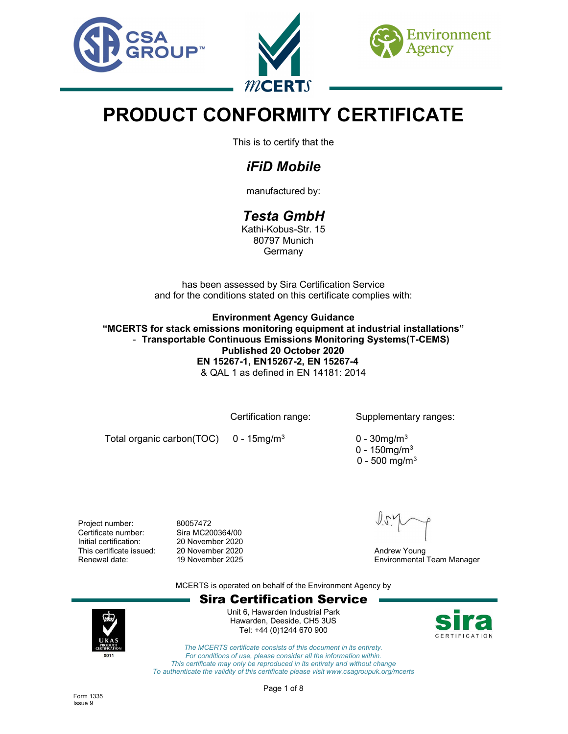# PRODUCT CONFORMITY CERTIFICATE

This is to certify that the

## *iFiD Mobile*

manufactured by:

## *Testa GmbH*

Kathi-Kobus-Str. 15
80797 Munich
Germany

has been assessed by Sira Certification Service
and for the conditions stated on this certificate complies with:

**Environment Agency Guidance**
**“MCERTS for stack emissions monitoring equipment at industrial installations”**
**- Transportable Continuous Emissions Monitoring Systems(T-CEMS)**
**Published 20 October 2020**
**EN 15267-1, EN15267-2, EN 15267-4**
& QAL 1 as defined in EN 14181: 2014

| | Certification range: | Supplementary ranges: |
|---|---|---|
| Total organic carbon(TOC) | 0 - 15mg/m$^3$ | 0 - 30mg/m$^3$ |
| | | 0 - 150mg/m$^3$ |
| | | 0 - 500 mg/m$^3$ |

| | |
|---|---|
| Project number: | 80057472 |
| Certificate number: | Sira MC200364/00 |
| Initial certification: | 20 November 2020 |
| This certificate issued: | 20 November 2020 |
| Renewal date: | 19 November 2025 |

Andrew Young
Environmental Team Manager

MCERTS is operated on behalf of the Environment Agency by

**Sira Certification Service**

Unit 6, Hawarden Industrial Park
Hawarden, Deeside, CH5 3US
Tel: +44 (0)1244 670 900

*The MCERTS certificate consists of this document in its entirety.*
*For conditions of use, please consider all the information within.*
*This certificate may only be reproduced in its entirety and without change*
*To authenticate the validity of this certificate please visit www.csagroupuk.org/mcerts*

Form 1335
Issue 9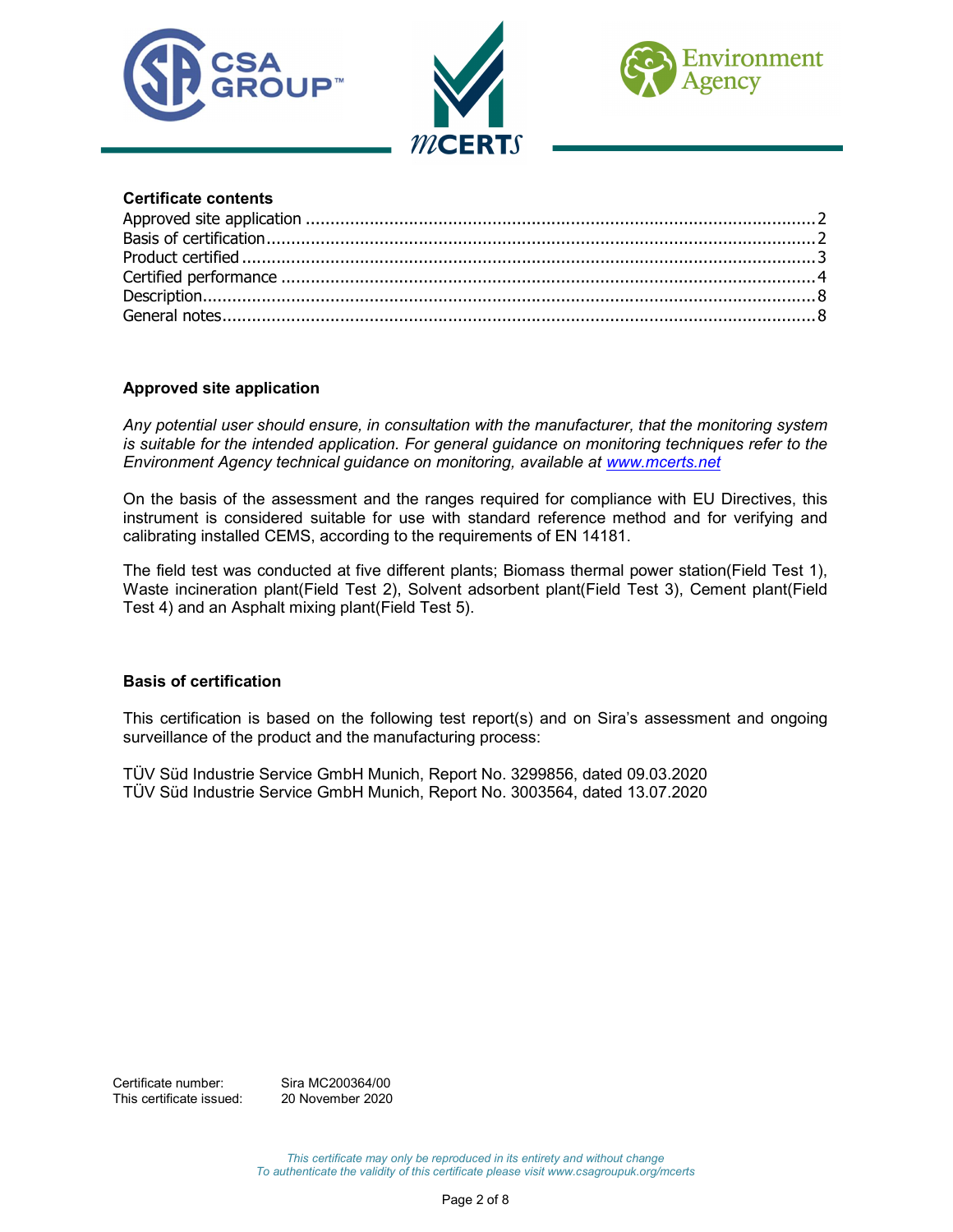**Certificate contents**

Approved site application ........................................ 2
Basis of certification ........................................ 2
Product certified ........................................ 3
Certified performance ........................................ 4
Description ........................................ 8
General notes ........................................ 8

## Approved site application

*Any potential user should ensure, in consultation with the manufacturer, that the monitoring system is suitable for the intended application. For general guidance on monitoring techniques refer to the Environment Agency technical guidance on monitoring, available at [www.mcerts.net](www.mcerts.net)*

On the basis of the assessment and the ranges required for compliance with EU Directives, this instrument is considered suitable for use with standard reference method and for verifying and calibrating installed CEMS, according to the requirements of EN 14181.

The field test was conducted at five different plants; Biomass thermal power station(Field Test 1), Waste incineration plant(Field Test 2), Solvent adsorbent plant(Field Test 3), Cement plant(Field Test 4) and an Asphalt mixing plant(Field Test 5).

## Basis of certification

This certification is based on the following test report(s) and on Sira's assessment and ongoing surveillance of the product and the manufacturing process:

TÜV Süd Industrie Service GmbH Munich, Report No. 3299856, dated 09.03.2020
TÜV Süd Industrie Service GmbH Munich, Report No. 3003564, dated 13.07.2020

Certificate number: Sira MC200364/00
This certificate issued: 20 November 2020

*This certificate may only be reproduced in its entirety and without change*
*To authenticate the validity of this certificate please visit www.csagroupuk.org/mcerts*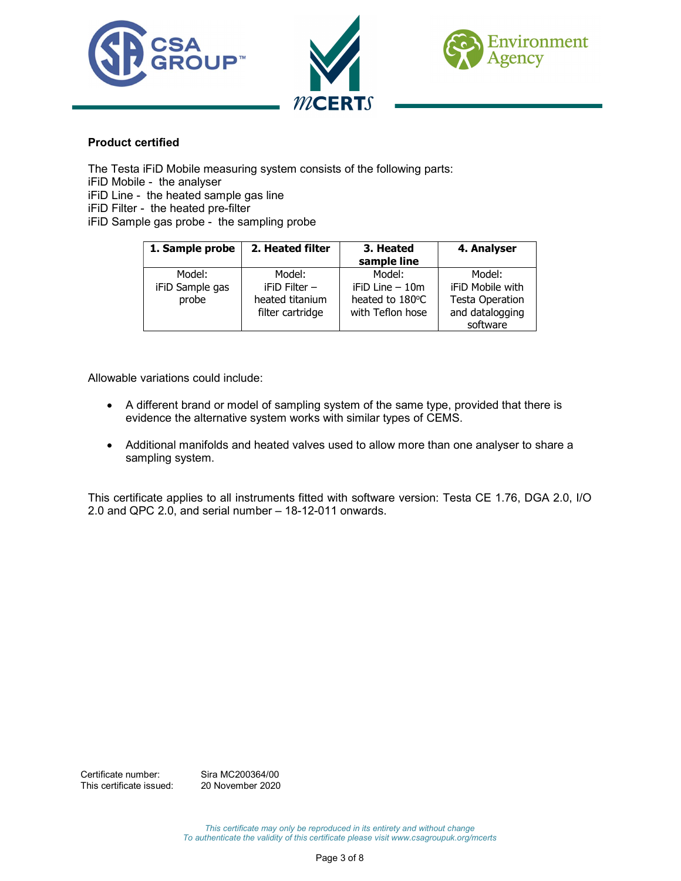**Product certified**

The Testa iFiD Mobile measuring system consists of the following parts:
iFiD Mobile - the analyser
iFiD Line - the heated sample gas line
iFiD Filter - the heated pre-filter
iFiD Sample gas probe - the sampling probe

| 1. Sample probe | 2. Heated filter | 3. Heated sample line | 4. Analyser |
|---|---|---|---|
| Model: iFiD Sample gas probe | Model: iFiD Filter – heated titanium filter cartridge | Model: iFiD Line – 10m heated to 180ºC with Teflon hose | Model: iFiD Mobile with Testa Operation and datalogging software |

Allowable variations could include:

- A different brand or model of sampling system of the same type, provided that there is evidence the alternative system works with similar types of CEMS.
- Additional manifolds and heated valves used to allow more than one analyser to share a sampling system.

This certificate applies to all instruments fitted with software version: Testa CE 1.76, DGA 2.0, I/O 2.0 and QPC 2.0, and serial number – 18-12-011 onwards.

Certificate number: Sira MC200364/00
This certificate issued: 20 November 2020

*This certificate may only be reproduced in its entirety and without change*
*To authenticate the validity of this certificate please visit www.csagroupuk.org/mcerts*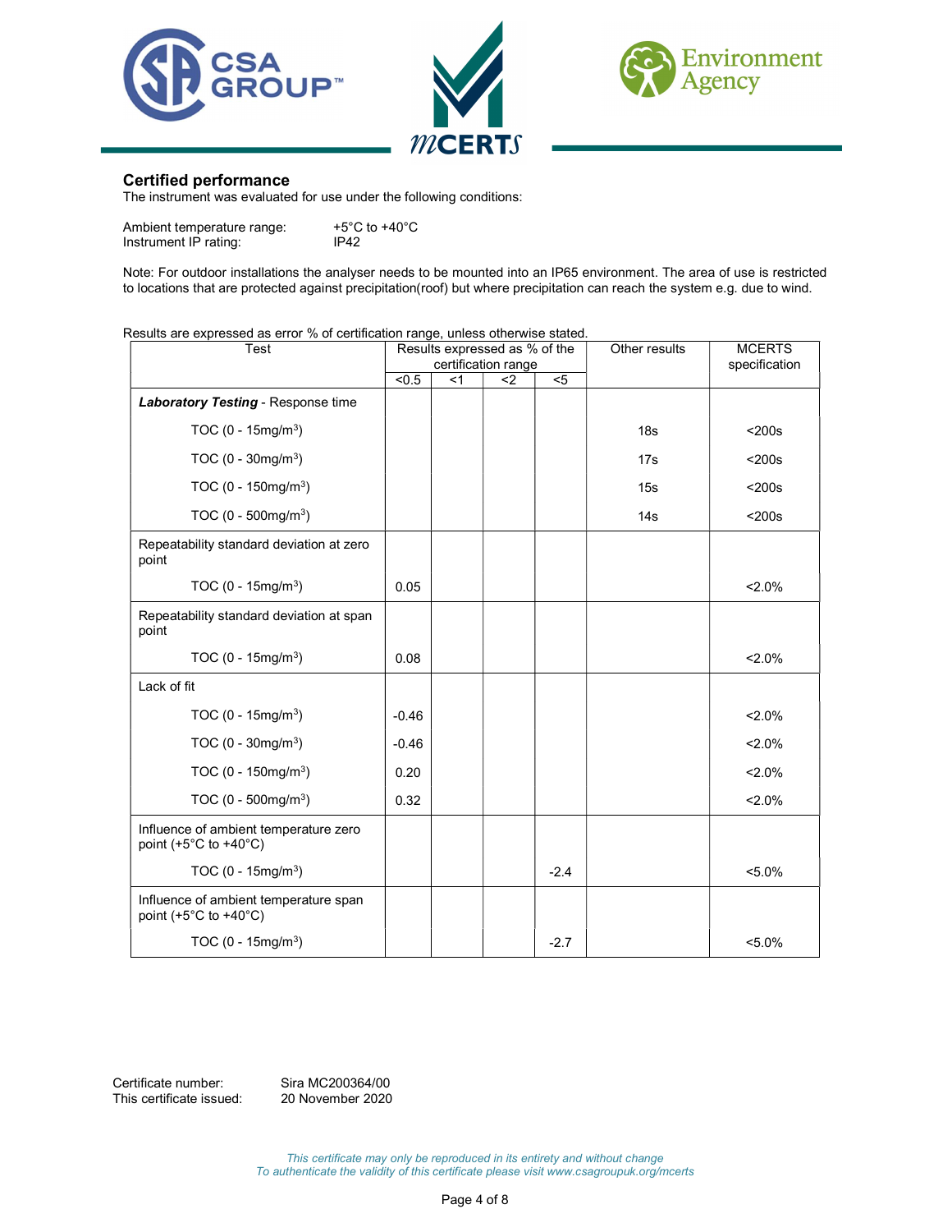## Certified performance

The instrument was evaluated for use under the following conditions:

Ambient temperature range: +5°C to +40°C
Instrument IP rating: IP42

Note: For outdoor installations the analyser needs to be mounted into an IP65 environment. The area of use is restricted to locations that are protected against precipitation(roof) but where precipitation can reach the system e.g. due to wind.

Results are expressed as error % of certification range, unless otherwise stated.

| Test | Results expressed as % of the certification range | | | | Other results | MCERTS specification |
|---|---|---|---|---|---|---|
| | <0.5 | <1 | <2 | <5 | | |
| ***Laboratory Testing*** - Response time | | | | | | |
| TOC (0 - 15mg/m³) | | | | | 18s | <200s |
| TOC (0 - 30mg/m³) | | | | | 17s | <200s |
| TOC (0 - 150mg/m³) | | | | | 15s | <200s |
| TOC (0 - 500mg/m³) | | | | | 14s | <200s |
| Repeatability standard deviation at zero point | | | | | | |
| TOC (0 - 15mg/m³) | 0.05 | | | | | <2.0% |
| Repeatability standard deviation at span point | | | | | | |
| TOC (0 - 15mg/m³) | 0.08 | | | | | <2.0% |
| Lack of fit | | | | | | |
| TOC (0 - 15mg/m³) | -0.46 | | | | | <2.0% |
| TOC (0 - 30mg/m³) | -0.46 | | | | | <2.0% |
| TOC (0 - 150mg/m³) | 0.20 | | | | | <2.0% |
| TOC (0 - 500mg/m³) | 0.32 | | | | | <2.0% |
| Influence of ambient temperature zero point (+5°C to +40°C) | | | | | | |
| TOC (0 - 15mg/m³) | | | | -2.4 | | <5.0% |
| Influence of ambient temperature span point (+5°C to +40°C) | | | | | | |
| TOC (0 - 15mg/m³) | | | | -2.7 | | <5.0% |

Certificate number: Sira MC200364/00
This certificate issued: 20 November 2020

*This certificate may only be reproduced in its entirety and without change*
*To authenticate the validity of this certificate please visit www.csagroupuk.org/mcerts*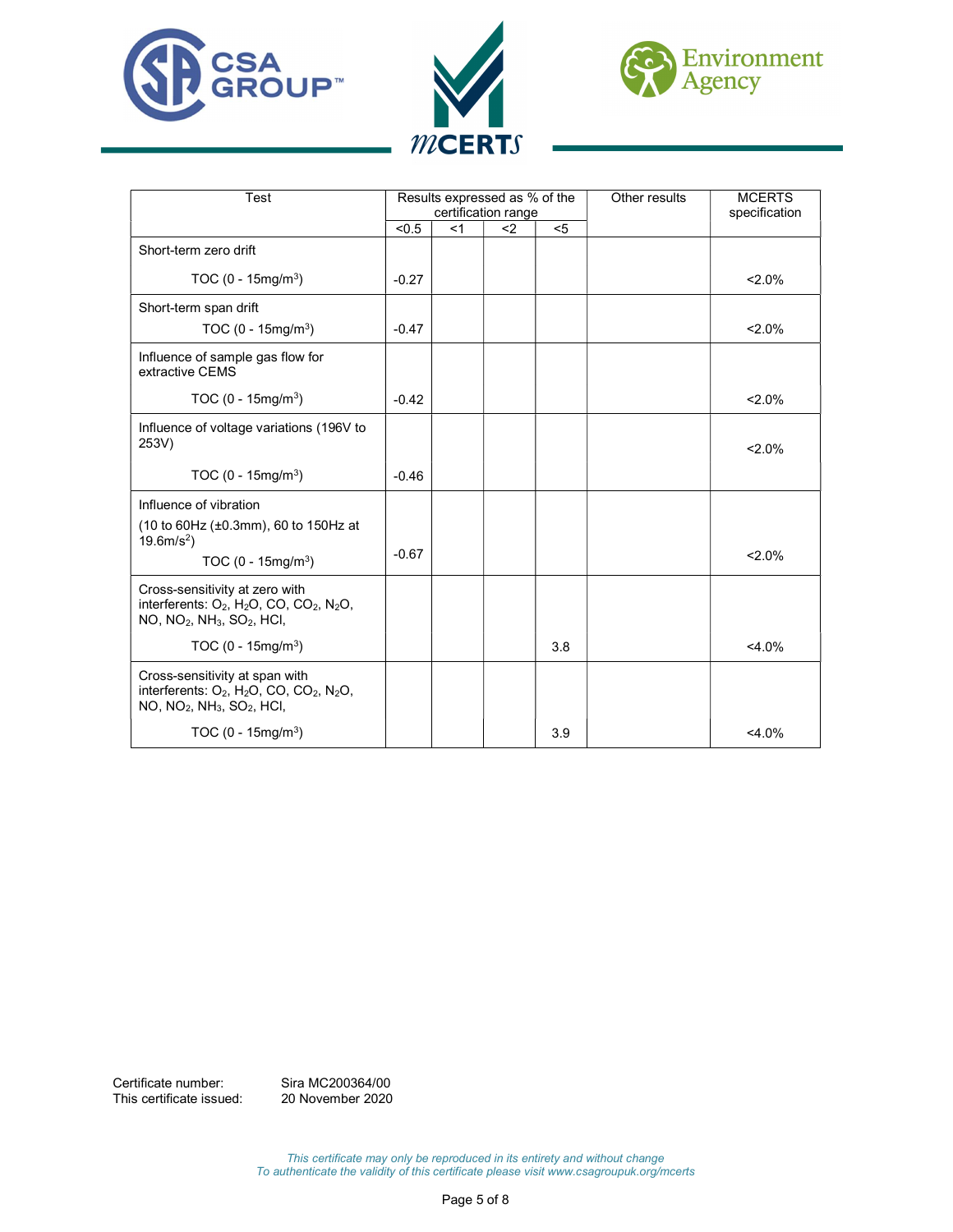| Test | Results expressed as % of the certification range | | | | Other results | MCERTS specification |
|---|---|---|---|---|---|---|
| | <0.5 | <1 | <2 | <5 | | |
| Short-term zero drift<br><br>TOC (0 - 15mg/m$^3$) | -0.27 | | | | | <2.0% |
| Short-term span drift<br><br>TOC (0 - 15mg/m$^3$) | -0.47 | | | | | <2.0% |
| Influence of sample gas flow for extractive CEMS<br><br>TOC (0 - 15mg/m$^3$) | -0.42 | | | | | <2.0% |
| Influence of voltage variations (196V to 253V)<br><br>TOC (0 - 15mg/m$^3$) | -0.46 | | | | | <2.0% |
| Influence of vibration<br>(10 to 60Hz (±0.3mm), 60 to 150Hz at 19.6m/s$^2$)<br>TOC (0 - 15mg/m$^3$) | -0.67 | | | | | <2.0% |
| Cross-sensitivity at zero with interferents: $O_2$, $H_2O$, CO, $CO_2$, $N_2O$, NO, $NO_2$, $NH_3$, $SO_2$, HCl,<br><br>TOC (0 - 15mg/m$^3$) | | | | 3.8 | | <4.0% |
| Cross-sensitivity at span with interferents: $O_2$, $H_2O$, CO, $CO_2$, $N_2O$, NO, $NO_2$, $NH_3$, $SO_2$, HCl,<br><br>TOC (0 - 15mg/m$^3$) | | | | 3.9 | | <4.0% |

Certificate number: Sira MC200364/00
This certificate issued: 20 November 2020

*This certificate may only be reproduced in its entirety and without change*
*To authenticate the validity of this certificate please visit www.csagroupuk.org/mcerts*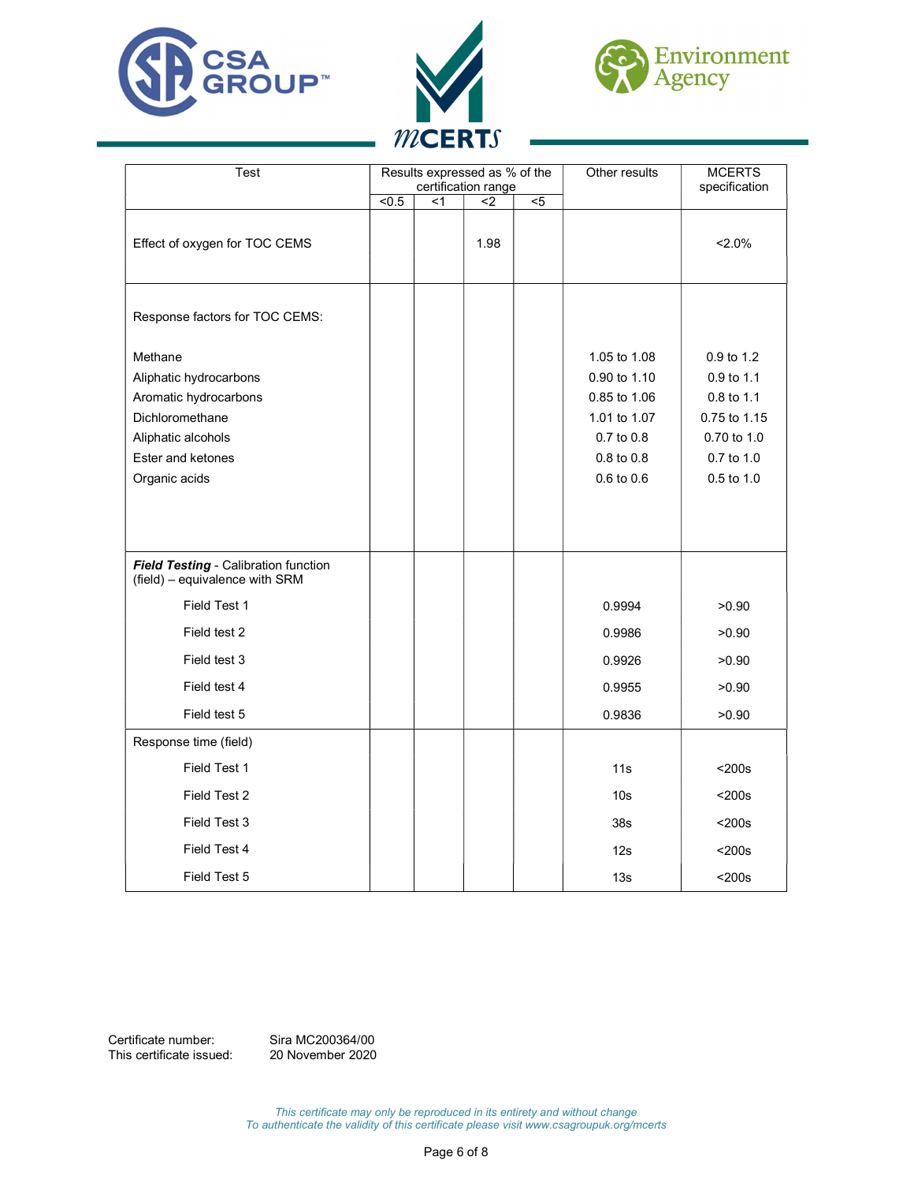| Test | Results expressed as % of the certification range | | | | Other results | MCERTS specification |
|---|---|---|---|---|---|---|
| | <0.5 | <1 | <2 | <5 | | |
| Effect of oxygen for TOC CEMS | | | 1.98 | | | <2.0% |
| Response factors for TOC CEMS: | | | | | | |
| Methane | | | | | 1.05 to 1.08 | 0.9 to 1.2 |
| Aliphatic hydrocarbons | | | | | 0.90 to 1.10 | 0.9 to 1.1 |
| Aromatic hydrocarbons | | | | | 0.85 to 1.06 | 0.8 to 1.1 |
| Dichloromethane | | | | | 1.01 to 1.07 | 0.75 to 1.15 |
| Aliphatic alcohols | | | | | 0.7 to 0.8 | 0.70 to 1.0 |
| Ester and ketones | | | | | 0.8 to 0.8 | 0.7 to 1.0 |
| Organic acids | | | | | 0.6 to 0.6 | 0.5 to 1.0 |
| ***Field Testing*** - Calibration function (field) – equivalence with SRM | | | | | | |
| Field Test 1 | | | | | 0.9994 | >0.90 |
| Field test 2 | | | | | 0.9986 | >0.90 |
| Field test 3 | | | | | 0.9926 | >0.90 |
| Field test 4 | | | | | 0.9955 | >0.90 |
| Field test 5 | | | | | 0.9836 | >0.90 |
| Response time (field) | | | | | | |
| Field Test 1 | | | | | 11s | <200s |
| Field Test 2 | | | | | 10s | <200s |
| Field Test 3 | | | | | 38s | <200s |
| Field Test 4 | | | | | 12s | <200s |
| Field Test 5 | | | | | 13s | <200s |

Certificate number: Sira MC200364/00
This certificate issued: 20 November 2020

*This certificate may only be reproduced in its entirety and without change*
*To authenticate the validity of this certificate please visit www.csagroupuk.org/mcerts*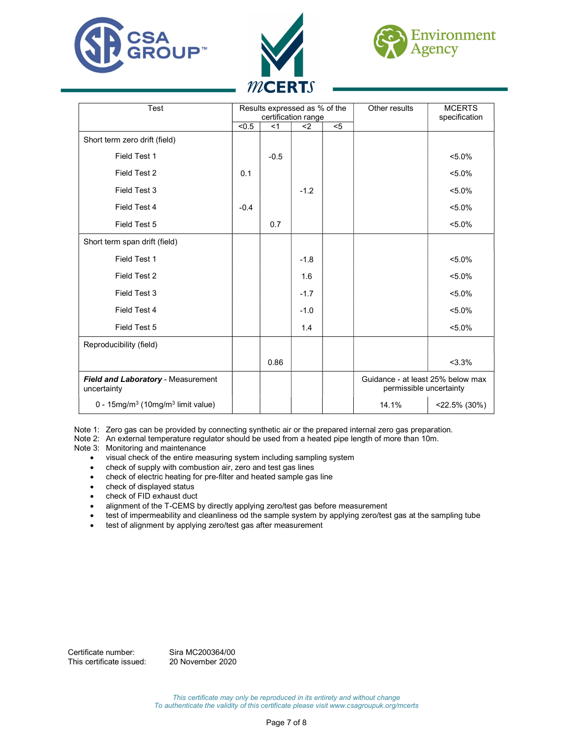| Test | Results expressed as % of the certification range | | | | Other results | MCERTS specification |
|---|---|---|---|---|---|---|
| | <0.5 | <1 | <2 | <5 | | |
| Short term zero drift (field) | | | | | | |
| Field Test 1 | | -0.5 | | | | <5.0% |
| Field Test 2 | 0.1 | | | | | <5.0% |
| Field Test 3 | | | -1.2 | | | <5.0% |
| Field Test 4 | -0.4 | | | | | <5.0% |
| Field Test 5 | | 0.7 | | | | <5.0% |
| Short term span drift (field) | | | | | | |
| Field Test 1 | | | -1.8 | | | <5.0% |
| Field Test 2 | | | 1.6 | | | <5.0% |
| Field Test 3 | | | -1.7 | | | <5.0% |
| Field Test 4 | | | -1.0 | | | <5.0% |
| Field Test 5 | | | 1.4 | | | <5.0% |
| Reproducibility (field) | | 0.86 | | | | <3.3% |
| ***Field and Laboratory*** - Measurement uncertainty | | | | | Guidance - at least 25% below max permissible uncertainty | |
| 0 - 15mg/m$^3$ (10mg/m$^3$ limit value) | | | | | 14.1% | <22.5% (30%) |

Note 1: Zero gas can be provided by connecting synthetic air or the prepared internal zero gas preparation.
Note 2: An external temperature regulator should be used from a heated pipe length of more than 10m.
Note 3: Monitoring and maintenance

- visual check of the entire measuring system including sampling system
- check of supply with combustion air, zero and test gas lines
- check of electric heating for pre-filter and heated sample gas line
- check of displayed status
- check of FID exhaust duct
- alignment of the T-CEMS by directly applying zero/test gas before measurement
- test of impermeability and cleanliness od the sample system by applying zero/test gas at the sampling tube
- test of alignment by applying zero/test gas after measurement

Certificate number: Sira MC200364/00
This certificate issued: 20 November 2020

*This certificate may only be reproduced in its entirety and without change*
*To authenticate the validity of this certificate please visit www.csagroupuk.org/mcerts*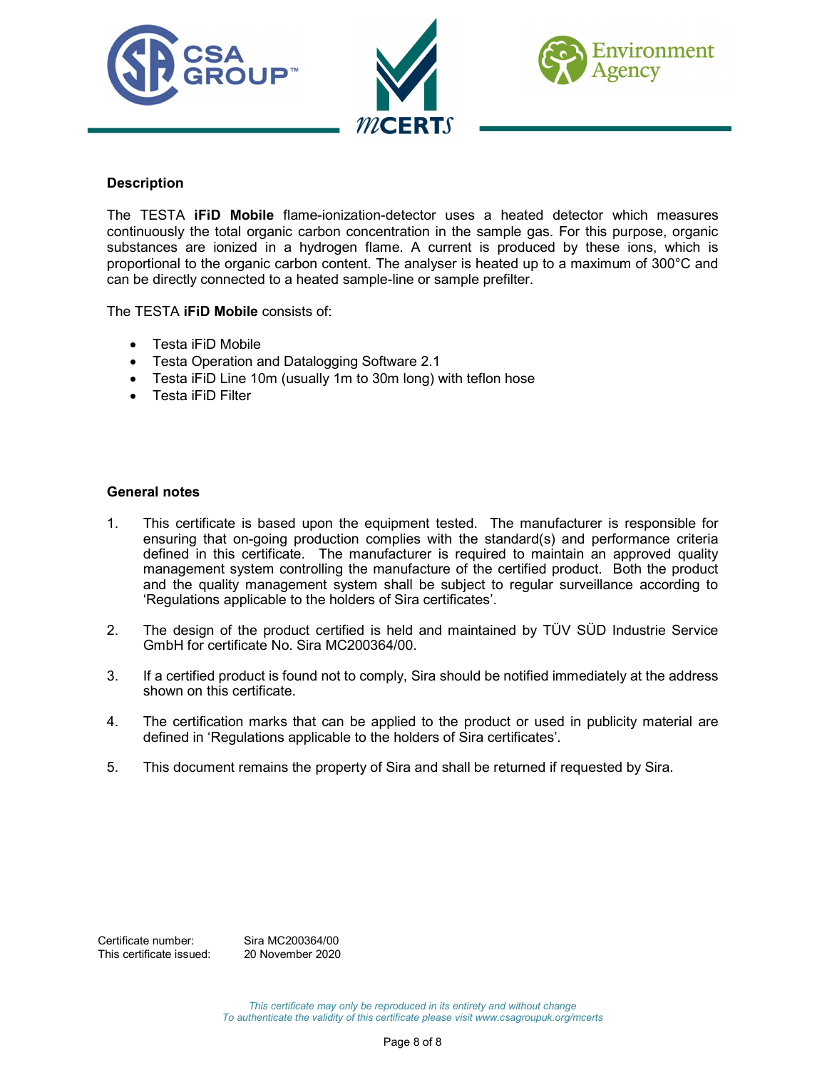## Description

The TESTA **iFiD Mobile** flame-ionization-detector uses a heated detector which measures continuously the total organic carbon concentration in the sample gas. For this purpose, organic substances are ionized in a hydrogen flame. A current is produced by these ions, which is proportional to the organic carbon content. The analyser is heated up to a maximum of 300°C and can be directly connected to a heated sample-line or sample prefilter.

The TESTA **iFiD Mobile** consists of:

- Testa iFiD Mobile
- Testa Operation and Datalogging Software 2.1
- Testa iFiD Line 10m (usually 1m to 30m long) with teflon hose
- Testa iFiD Filter

## General notes

1. This certificate is based upon the equipment tested. The manufacturer is responsible for ensuring that on-going production complies with the standard(s) and performance criteria defined in this certificate. The manufacturer is required to maintain an approved quality management system controlling the manufacture of the certified product. Both the product and the quality management system shall be subject to regular surveillance according to 'Regulations applicable to the holders of Sira certificates'.

2. The design of the product certified is held and maintained by TÜV SÜD Industrie Service GmbH for certificate No. Sira MC200364/00.

3. If a certified product is found not to comply, Sira should be notified immediately at the address shown on this certificate.

4. The certification marks that can be applied to the product or used in publicity material are defined in 'Regulations applicable to the holders of Sira certificates'.

5. This document remains the property of Sira and shall be returned if requested by Sira.

Certificate number: Sira MC200364/00
This certificate issued: 20 November 2020

*This certificate may only be reproduced in its entirety and without change*
*To authenticate the validity of this certificate please visit www.csagroupuk.org/mcerts*